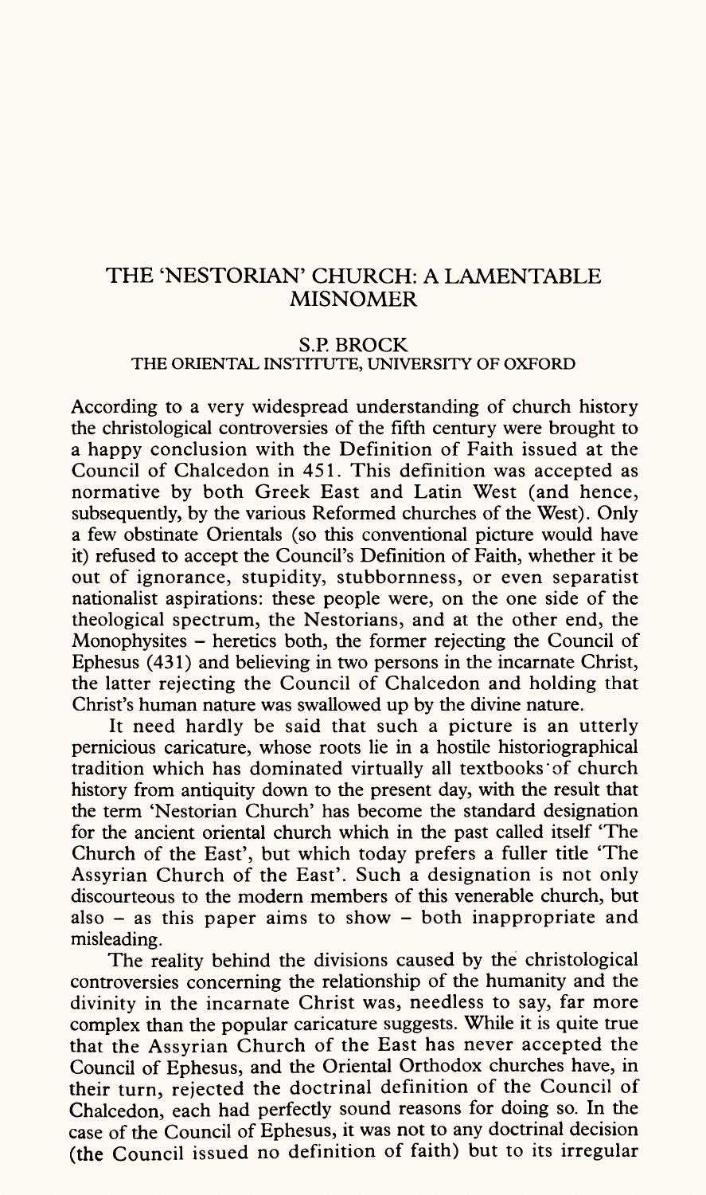# THE 'NESTORIAN' CHURCH: A LAMENTABLE MISNOMER

S.P. BROCK
THE ORIENTAL INSTITUTE, UNIVERSITY OF OXFORD

According to a very widespread understanding of church history the christological controversies of the fifth century were brought to a happy conclusion with the Definition of Faith issued at the Council of Chalcedon in 451. This definition was accepted as normative by both Greek East and Latin West (and hence, subsequently, by the various Reformed churches of the West). Only a few obstinate Orientals (so this conventional picture would have it) refused to accept the Council's Definition of Faith, whether it be out of ignorance, stupidity, stubbornness, or even separatist nationalist aspirations: these people were, on the one side of the theological spectrum, the Nestorians, and at the other end, the Monophysites – heretics both, the former rejecting the Council of Ephesus (431) and believing in two persons in the incarnate Christ, the latter rejecting the Council of Chalcedon and holding that Christ's human nature was swallowed up by the divine nature.

It need hardly be said that such a picture is an utterly pernicious caricature, whose roots lie in a hostile historiographical tradition which has dominated virtually all textbooks of church history from antiquity down to the present day, with the result that the term 'Nestorian Church' has become the standard designation for the ancient oriental church which in the past called itself 'The Church of the East', but which today prefers a fuller title 'The Assyrian Church of the East'. Such a designation is not only discourteous to the modern members of this venerable church, but also – as this paper aims to show – both inappropriate and misleading.

The reality behind the divisions caused by the christological controversies concerning the relationship of the humanity and the divinity in the incarnate Christ was, needless to say, far more complex than the popular caricature suggests. While it is quite true that the Assyrian Church of the East has never accepted the Council of Ephesus, and the Oriental Orthodox churches have, in their turn, rejected the doctrinal definition of the Council of Chalcedon, each had perfectly sound reasons for doing so. In the case of the Council of Ephesus, it was not to any doctrinal decision (the Council issued no definition of faith) but to its irregular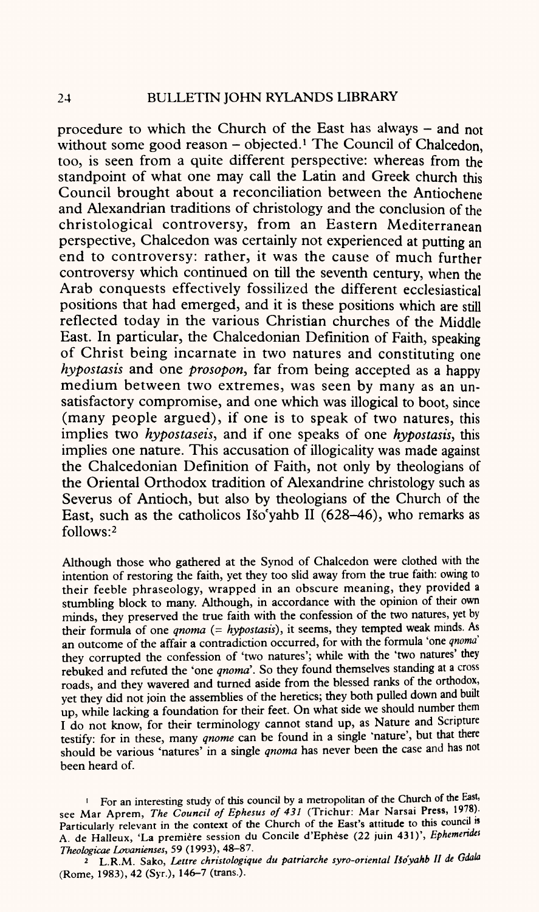procedure to which the Church of the East has always – and not without some good reason – objected.[1] The Council of Chalcedon, too, is seen from a quite different perspective: whereas from the standpoint of what one may call the Latin and Greek church this Council brought about a reconciliation between the Antiochene and Alexandrian traditions of christology and the conclusion of the christological controversy, from an Eastern Mediterranean perspective, Chalcedon was certainly not experienced at putting an end to controversy: rather, it was the cause of much further controversy which continued on till the seventh century, when the Arab conquests effectively fossilized the different ecclesiastical positions that had emerged, and it is these positions which are still reflected today in the various Christian churches of the Middle East. In particular, the Chalcedonian Definition of Faith, speaking of Christ being incarnate in two natures and constituting one *hypostasis* and one *prosopon*, far from being accepted as a happy medium between two extremes, was seen by many as an unsatisfactory compromise, and one which was illogical to boot, since (many people argued), if one is to speak of two natures, this implies two *hypostaseis*, and if one speaks of one *hypostasis*, this implies one nature. This accusation of illogicality was made against the Chalcedonian Definition of Faith, not only by theologians of the Oriental Orthodox tradition of Alexandrine christology such as Severus of Antioch, but also by theologians of the Church of the East, such as the catholicos Išoʿyahb II (628–46), who remarks as follows:[2]

> Although those who gathered at the Synod of Chalcedon were clothed with the intention of restoring the faith, yet they too slid away from the true faith: owing to their feeble phraseology, wrapped in an obscure meaning, they provided a stumbling block to many. Although, in accordance with the opinion of their own minds, they preserved the true faith with the confession of the two natures, yet by their formula of one *qnoma* (= *hypostasis*), it seems, they tempted weak minds. As an outcome of the affair a contradiction occurred, for with the formula 'one *qnoma*' they corrupted the confession of 'two natures'; while with the 'two natures' they rebuked and refuted the 'one *qnoma*'. So they found themselves standing at a cross roads, and they wavered and turned aside from the blessed ranks of the orthodox, yet they did not join the assemblies of the heretics; they both pulled down and built up, while lacking a foundation for their feet. On what side we should number them I do not know, for their terminology cannot stand up, as Nature and Scripture testify: for in these, many *qnome* can be found in a single 'nature', but that there should be various 'natures' in a single *qnoma* has never been the case and has not been heard of.

[1] For an interesting study of this council by a metropolitan of the Church of the East, see Mar Aprem, *The Council of Ephesus of 431* (Trichur: Mar Narsai Press, 1978). Particularly relevant in the context of the Church of the East's attitude to this council is A. de Halleux, 'La première session du Concile d'Ephèse (22 juin 431)', *Ephemerides Theologicae Lovanienses*, 59 (1993), 48–87.

[2] L.R.M. Sako, *Lettre christologique du patriarche syro-oriental Išoʿyahb II de Gdala* (Rome, 1983), 42 (Syr.), 146–7 (trans.).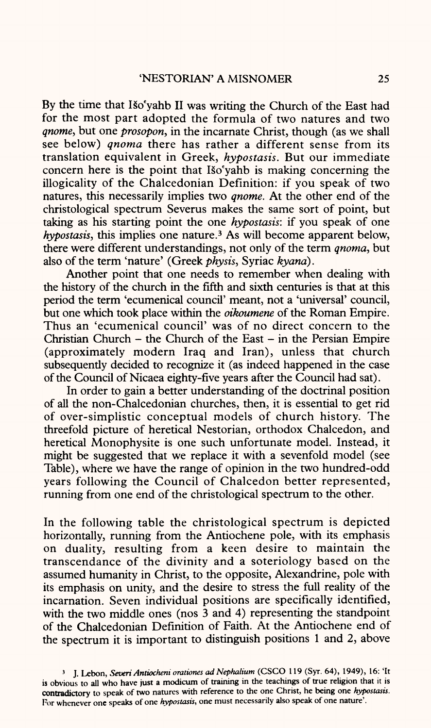By the time that Išoʿyahb II was writing the Church of the East had for the most part adopted the formula of two natures and two *qnome*, but one *prosopon*, in the incarnate Christ, though (as we shall see below) *qnoma* there has rather a different sense from its translation equivalent in Greek, *hypostasis*. But our immediate concern here is the point that Išoʿyahb is making concerning the illogicality of the Chalcedonian Definition: if you speak of two natures, this necessarily implies two *qnome*. At the other end of the christological spectrum Severus makes the same sort of point, but taking as his starting point the one *hypostasis*: if you speak of one *hypostasis*, this implies one nature.[3] As will become apparent below, there were different understandings, not only of the term *qnoma*, but also of the term 'nature' (Greek *physis*, Syriac *kyana*).

Another point that one needs to remember when dealing with the history of the church in the fifth and sixth centuries is that at this period the term 'ecumenical council' meant, not a 'universal' council, but one which took place within the *oikoumene* of the Roman Empire. Thus an 'ecumenical council' was of no direct concern to the Christian Church – the Church of the East – in the Persian Empire (approximately modern Iraq and Iran), unless that church subsequently decided to recognize it (as indeed happened in the case of the Council of Nicaea eighty-five years after the Council had sat).

In order to gain a better understanding of the doctrinal position of all the non-Chalcedonian churches, then, it is essential to get rid of over-simplistic conceptual models of church history. The threefold picture of heretical Nestorian, orthodox Chalcedon, and heretical Monophysite is one such unfortunate model. Instead, it might be suggested that we replace it with a sevenfold model (see Table), where we have the range of opinion in the two hundred-odd years following the Council of Chalcedon better represented, running from one end of the christological spectrum to the other.

In the following table the christological spectrum is depicted horizontally, running from the Antiochene pole, with its emphasis on duality, resulting from a keen desire to maintain the transcendance of the divinity and a soteriology based on the assumed humanity in Christ, to the opposite, Alexandrine, pole with its emphasis on unity, and the desire to stress the full reality of the incarnation. Seven individual positions are specifically identified, with the two middle ones (nos 3 and 4) representing the standpoint of the Chalcedonian Definition of Faith. At the Antiochene end of the spectrum it is important to distinguish positions 1 and 2, above

[3] J. Lebon, *Severi Antiocheni orationes ad Nephalium* (CSCO 119 (Syr. 64), 1949), 16: 'It is obvious to all who have just a modicum of training in the teachings of true religion that it is contradictory to speak of two natures with reference to the one Christ, he being one *hypostasis*. For whenever one speaks of one *hypostasis*, one must necessarily also speak of one nature'.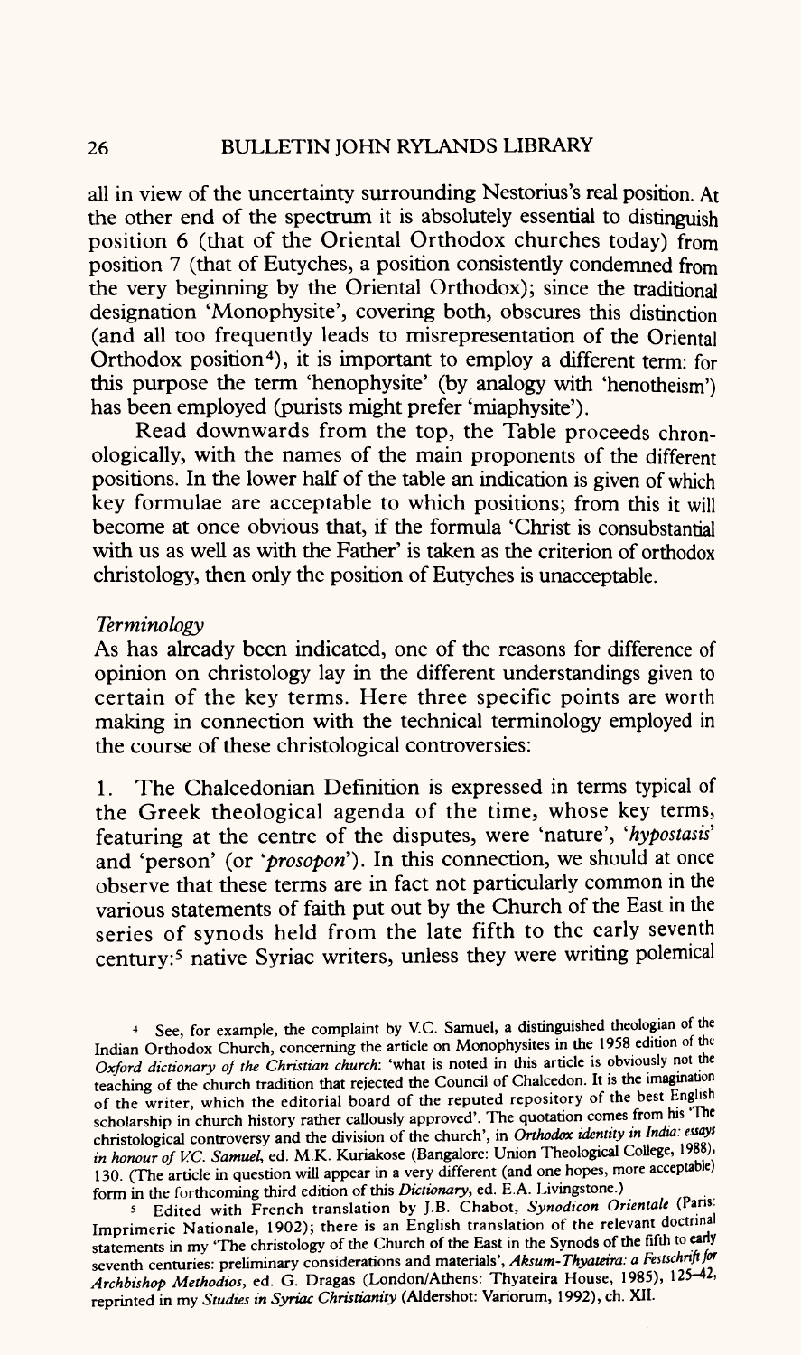all in view of the uncertainty surrounding Nestorius's real position. At the other end of the spectrum it is absolutely essential to distinguish position 6 (that of the Oriental Orthodox churches today) from position 7 (that of Eutyches, a position consistently condemned from the very beginning by the Oriental Orthodox); since the traditional designation 'Monophysite', covering both, obscures this distinction (and all too frequently leads to misrepresentation of the Oriental Orthodox position[4]), it is important to employ a different term: for this purpose the term 'henophysite' (by analogy with 'henotheism') has been employed (purists might prefer 'miaphysite').

Read downwards from the top, the Table proceeds chronologically, with the names of the main proponents of the different positions. In the lower half of the table an indication is given of which key formulae are acceptable to which positions; from this it will become at once obvious that, if the formula 'Christ is consubstantial with us as well as with the Father' is taken as the criterion of orthodox christology, then only the position of Eutyches is unacceptable.

*Terminology*

As has already been indicated, one of the reasons for difference of opinion on christology lay in the different understandings given to certain of the key terms. Here three specific points are worth making in connection with the technical terminology employed in the course of these christological controversies:

1. The Chalcedonian Definition is expressed in terms typical of the Greek theological agenda of the time, whose key terms, featuring at the centre of the disputes, were 'nature', '*hypostasis*' and 'person' (or '*prosopon*'). In this connection, we should at once observe that these terms are in fact not particularly common in the various statements of faith put out by the Church of the East in the series of synods held from the late fifth to the early seventh century:[5] native Syriac writers, unless they were writing polemical

[4] See, for example, the complaint by V.C. Samuel, a distinguished theologian of the Indian Orthodox Church, concerning the article on Monophysites in the 1958 edition of the *Oxford dictionary of the Christian church*: 'what is noted in this article is obviously not the teaching of the church tradition that rejected the Council of Chalcedon. It is the imagination of the writer, which the editorial board of the reputed repository of the best English scholarship in church history rather callously approved'. The quotation comes from his 'The christological controversy and the division of the church', in *Orthodox identity in India: essays in honour of V.C. Samuel*, ed. M.K. Kuriakose (Bangalore: Union Theological College, 1988), 130. (The article in question will appear in a very different (and one hopes, more acceptable) form in the forthcoming third edition of this *Dictionary*, ed. E.A. Livingstone.)

[5] Edited with French translation by J.B. Chabot, *Synodicon Orientale* (Paris: Imprimerie Nationale, 1902); there is an English translation of the relevant doctrinal statements in my 'The christology of the Church of the East in the Synods of the fifth to early seventh centuries: preliminary considerations and materials', *Aksum-Thyateira: a Festschrift for Archbishop Methodios*, ed. G. Dragas (London/Athens: Thyateira House, 1985), 125–42, reprinted in my *Studies in Syriac Christianity* (Aldershot: Variorum, 1992), ch. XII.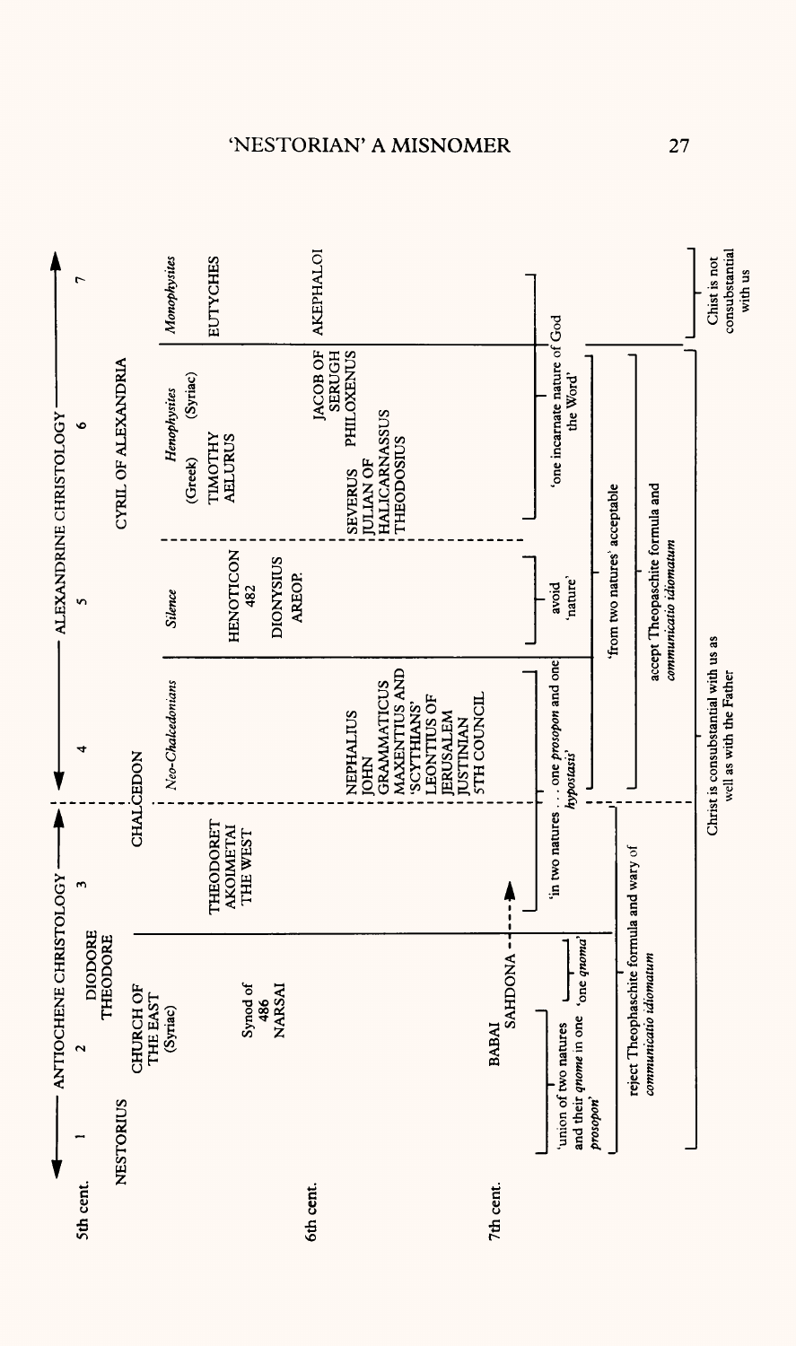| | ← ANTIOCHENE CHRISTOLOGY → | | | ← ALEXANDRINE CHRISTOLOGY → | | | |
|---|---|---|---|---|---|---|---|
| | 1 | 2 | 3 | 4 | 5 | 6 | 7 |
| 5th cent. | NESTORIUS | DIODORE THEODORE | | CHALCEDON | | CYRIL OF ALEXANDRIA | |
| | | CHURCH OF THE EAST (Syriac) | THEODORET AKOIMETAI THE WEST | *Neo-Chalcedonians* | *Silence* | *Henophysites* (Greek) (Syriac) | *Monophysites* |
| | | Synod of 486 NARSAI | | | HENOTICON 482 | TIMOTHY AELURUS | EUTYCHES |
| 6th cent. | | | | NEPHALIUS JOHN GRAMMATICUS MAXENTIUS AND 'SCYTHIANS' LEONTIUS OF JERUSALEM JUSTINIAN 5TH COUNCIL | DIONYSIUS AREOP. | SEVERUS JULIAN OF HALICARNASSUS THEODOSIUS; JACOB OF SERUGH PHILOXENUS | AKEPHALOI |
| 7th cent. | | BABAI SAHDONA - - - → (to 3) | | | | | |
| | 'union of two natures and their *qnome* in one *prosopon*' | 'one *qnoma*' | 'in two natures . . . one *prosopon* and one *hypostasis*' | | avoid 'nature' | 'one incarnate nature of God the Word' | |
| | | | | 'from two natures' acceptable | | | |
| | reject Theopaschite formula and wary of *communicatio idiomatum* | | | accept Theopaschite formula and *communicatio idiomatum* | | | |
| | Christ is consubstantial with us as well as with the Father | | | | | | Chist is not consubstantial with us |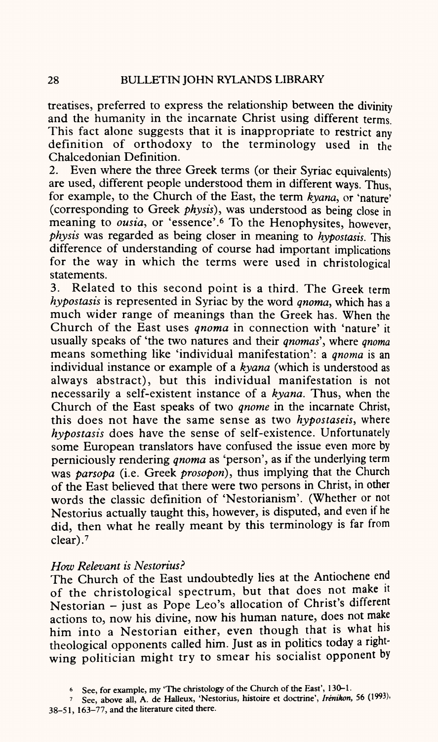treatises, preferred to express the relationship between the divinity and the humanity in the incarnate Christ using different terms. This fact alone suggests that it is inappropriate to restrict any definition of orthodoxy to the terminology used in the Chalcedonian Definition.

2. Even where the three Greek terms (or their Syriac equivalents) are used, different people understood them in different ways. Thus, for example, to the Church of the East, the term *kyana*, or 'nature' (corresponding to Greek *physis*), was understood as being close in meaning to *ousia*, or 'essence'.[6] To the Henophysites, however, *physis* was regarded as being closer in meaning to *hypostasis*. This difference of understanding of course had important implications for the way in which the terms were used in christological statements.

3. Related to this second point is a third. The Greek term *hypostasis* is represented in Syriac by the word *qnoma*, which has a much wider range of meanings than the Greek has. When the Church of the East uses *qnoma* in connection with 'nature' it usually speaks of 'the two natures and their *qnomas*', where *qnoma* means something like 'individual manifestation': a *qnoma* is an individual instance or example of a *kyana* (which is understood as always abstract), but this individual manifestation is not necessarily a self-existent instance of a *kyana*. Thus, when the Church of the East speaks of two *qnome* in the incarnate Christ, this does not have the same sense as two *hypostaseis*, where *hypostasis* does have the sense of self-existence. Unfortunately some European translators have confused the issue even more by perniciously rendering *qnoma* as 'person', as if the underlying term was *parsopa* (i.e. Greek *prosopon*), thus implying that the Church of the East believed that there were two persons in Christ, in other words the classic definition of 'Nestorianism'. (Whether or not Nestorius actually taught this, however, is disputed, and even if he did, then what he really meant by this terminology is far from clear).[7]

### *How Relevant is Nestorius?*

The Church of the East undoubtedly lies at the Antiochene end of the christological spectrum, but that does not make it Nestorian – just as Pope Leo's allocation of Christ's different actions to, now his divine, now his human nature, does not make him into a Nestorian either, even though that is what his theological opponents called him. Just as in politics today a right-wing politician might try to smear his socialist opponent by

[6] See, for example, my 'The christology of the Church of the East', 130–1.

[7] See, above all, A. de Halleux, 'Nestorius, histoire et doctrine', *Irénikon*, 56 (1993), 38–51, 163–77, and the literature cited there.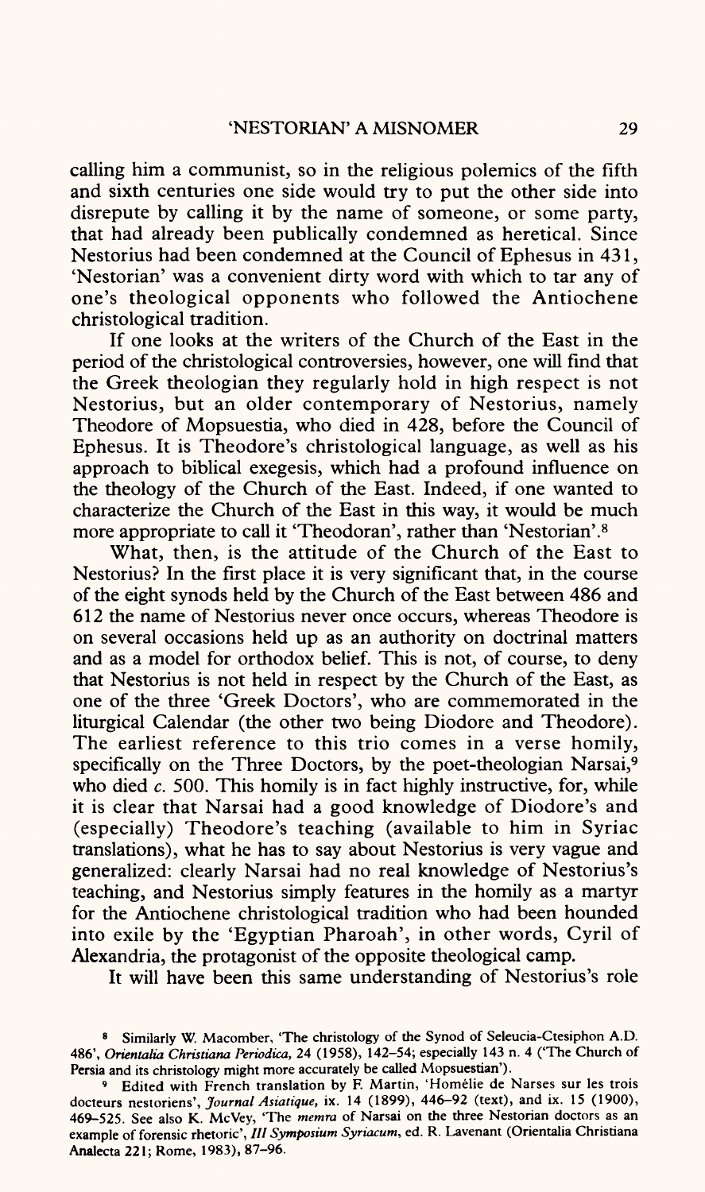calling him a communist, so in the religious polemics of the fifth and sixth centuries one side would try to put the other side into disrepute by calling it by the name of someone, or some party, that had already been publically condemned as heretical. Since Nestorius had been condemned at the Council of Ephesus in 431, 'Nestorian' was a convenient dirty word with which to tar any of one's theological opponents who followed the Antiochene christological tradition.

If one looks at the writers of the Church of the East in the period of the christological controversies, however, one will find that the Greek theologian they regularly hold in high respect is not Nestorius, but an older contemporary of Nestorius, namely Theodore of Mopsuestia, who died in 428, before the Council of Ephesus. It is Theodore's christological language, as well as his approach to biblical exegesis, which had a profound influence on the theology of the Church of the East. Indeed, if one wanted to characterize the Church of the East in this way, it would be much more appropriate to call it 'Theodoran', rather than 'Nestorian'.[8]

What, then, is the attitude of the Church of the East to Nestorius? In the first place it is very significant that, in the course of the eight synods held by the Church of the East between 486 and 612 the name of Nestorius never once occurs, whereas Theodore is on several occasions held up as an authority on doctrinal matters and as a model for orthodox belief. This is not, of course, to deny that Nestorius is not held in respect by the Church of the East, as one of the three 'Greek Doctors', who are commemorated in the liturgical Calendar (the other two being Diodore and Theodore). The earliest reference to this trio comes in a verse homily, specifically on the Three Doctors, by the poet-theologian Narsai,[9] who died *c.* 500. This homily is in fact highly instructive, for, while it is clear that Narsai had a good knowledge of Diodore's and (especially) Theodore's teaching (available to him in Syriac translations), what he has to say about Nestorius is very vague and generalized: clearly Narsai had no real knowledge of Nestorius's teaching, and Nestorius simply features in the homily as a martyr for the Antiochene christological tradition who had been hounded into exile by the 'Egyptian Pharoah', in other words, Cyril of Alexandria, the protagonist of the opposite theological camp.

It will have been this same understanding of Nestorius's role

---

[8] Similarly W. Macomber, 'The christology of the Synod of Seleucia-Ctesiphon A.D. 486', *Orientalia Christiana Periodica*, 24 (1958), 142–54; especially 143 n. 4 ('The Church of Persia and its christology might more accurately be called Mopsuestian').

[9] Edited with French translation by F. Martin, 'Homélie de Narses sur les trois docteurs nestoriens', *Journal Asiatique*, ix. 14 (1899), 446–92 (text), and ix. 15 (1900), 469–525. See also K. McVey, 'The *memra* of Narsai on the three Nestorian doctors as an example of forensic rhetoric', *III Symposium Syriacum*, ed. R. Lavenant (Orientalia Christiana Analecta 221; Rome, 1983), 87–96.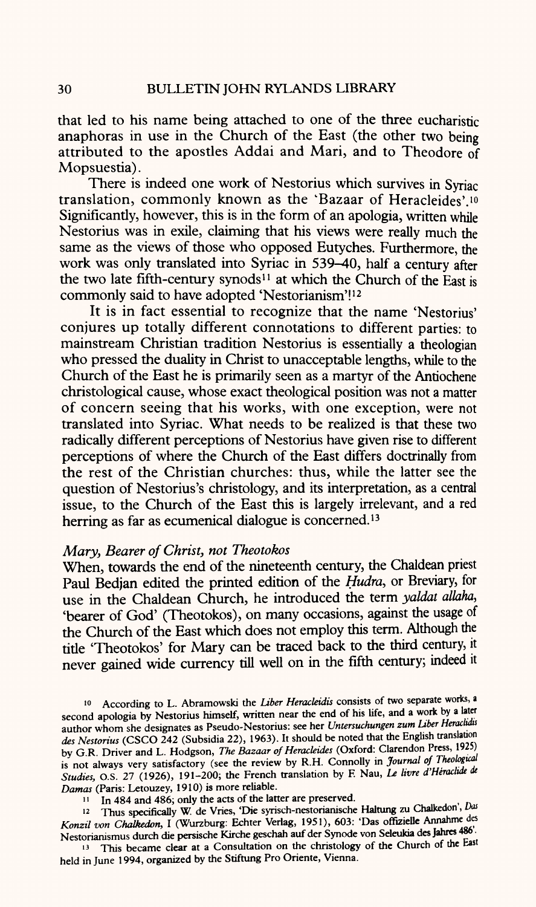that led to his name being attached to one of the three eucharistic anaphoras in use in the Church of the East (the other two being attributed to the apostles Addai and Mari, and to Theodore of Mopsuestia).

There is indeed one work of Nestorius which survives in Syriac translation, commonly known as the 'Bazaar of Heracleides'.[10] Significantly, however, this is in the form of an apologia, written while Nestorius was in exile, claiming that his views were really much the same as the views of those who opposed Eutyches. Furthermore, the work was only translated into Syriac in 539–40, half a century after the two late fifth-century synods[11] at which the Church of the East is commonly said to have adopted 'Nestorianism'![12]

It is in fact essential to recognize that the name 'Nestorius' conjures up totally different connotations to different parties: to mainstream Christian tradition Nestorius is essentially a theologian who pressed the duality in Christ to unacceptable lengths, while to the Church of the East he is primarily seen as a martyr of the Antiochene christological cause, whose exact theological position was not a matter of concern seeing that his works, with one exception, were not translated into Syriac. What needs to be realized is that these two radically different perceptions of Nestorius have given rise to different perceptions of where the Church of the East differs doctrinally from the rest of the Christian churches: thus, while the latter see the question of Nestorius's christology, and its interpretation, as a central issue, to the Church of the East this is largely irrelevant, and a red herring as far as ecumenical dialogue is concerned.[13]

### *Mary, Bearer of Christ, not Theotokos*

When, towards the end of the nineteenth century, the Chaldean priest Paul Bedjan edited the printed edition of the *Ḥudra*, or Breviary, for use in the Chaldean Church, he introduced the term *yaldat allaha*, 'bearer of God' (Theotokos), on many occasions, against the usage of the Church of the East which does not employ this term. Although the title 'Theotokos' for Mary can be traced back to the third century, it never gained wide currency till well on in the fifth century; indeed it

---

[10] According to L. Abramowski the *Liber Heracleidis* consists of two separate works, a second apologia by Nestorius himself, written near the end of his life, and a work by a later author whom she designates as Pseudo-Nestorius: see her *Untersuchungen zum Liber Heraclidis des Nestorius* (CSCO 242 (Subsidia 22), 1963). It should be noted that the English translation by G.R. Driver and L. Hodgson, *The Bazaar of Heracleides* (Oxford: Clarendon Press, 1925) is not always very satisfactory (see the review by R.H. Connolly in *Journal of Theological Studies*, O.S. 27 (1926), 191–200; the French translation by F. Nau, *Le livre d'Héraclide de Damas* (Paris: Letouzey, 1910) is more reliable.

[11] In 484 and 486; only the acts of the latter are preserved.

[12] Thus specifically W. de Vries, 'Die syrisch-nestorianische Haltung zu Chalkedon', *Das Konzil von Chalkedon*, I (Wurzburg: Echter Verlag, 1951), 603: 'Das offizielle Annahme des Nestorianismus durch die persische Kirche geschah auf der Synode von Seleukia des Jahres 486'.

[13] This became clear at a Consultation on the christology of the Church of the East held in June 1994, organized by the Stiftung Pro Oriente, Vienna.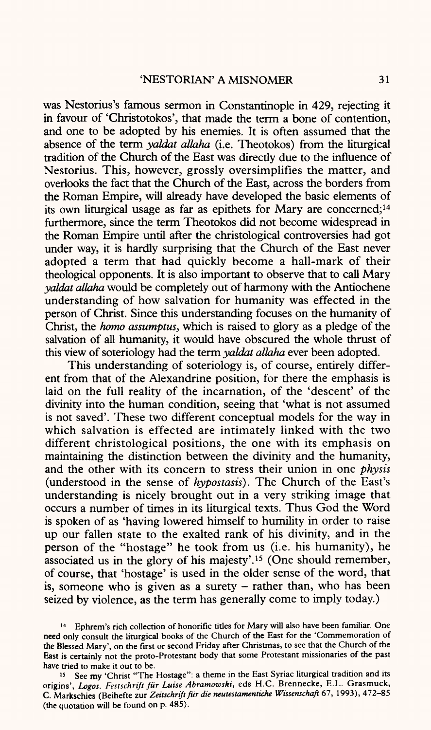was Nestorius's famous sermon in Constantinople in 429, rejecting it in favour of 'Christotokos', that made the term a bone of contention, and one to be adopted by his enemies. It is often assumed that the absence of the term *yaldat allaha* (i.e. Theotokos) from the liturgical tradition of the Church of the East was directly due to the influence of Nestorius. This, however, grossly oversimplifies the matter, and overlooks the fact that the Church of the East, across the borders from the Roman Empire, will already have developed the basic elements of its own liturgical usage as far as epithets for Mary are concerned;[14] furthermore, since the term Theotokos did not become widespread in the Roman Empire until after the christological controversies had got under way, it is hardly surprising that the Church of the East never adopted a term that had quickly become a hall-mark of their theological opponents. It is also important to observe that to call Mary *yaldat allaha* would be completely out of harmony with the Antiochene understanding of how salvation for humanity was effected in the person of Christ. Since this understanding focuses on the humanity of Christ, the *homo assumptus*, which is raised to glory as a pledge of the salvation of all humanity, it would have obscured the whole thrust of this view of soteriology had the term *yaldat allaha* ever been adopted.

This understanding of soteriology is, of course, entirely different from that of the Alexandrine position, for there the emphasis is laid on the full reality of the incarnation, of the 'descent' of the divinity into the human condition, seeing that 'what is not assumed is not saved'. These two different conceptual models for the way in which salvation is effected are intimately linked with the two different christological positions, the one with its emphasis on maintaining the distinction between the divinity and the humanity, and the other with its concern to stress their union in one *physis* (understood in the sense of *hypostasis*). The Church of the East's understanding is nicely brought out in a very striking image that occurs a number of times in its liturgical texts. Thus God the Word is spoken of as 'having lowered himself to humility in order to raise up our fallen state to the exalted rank of his divinity, and in the person of the "hostage" he took from us (i.e. his humanity), he associated us in the glory of his majesty'.[15] (One should remember, of course, that 'hostage' is used in the older sense of the word, that is, someone who is given as a surety – rather than, who has been seized by violence, as the term has generally come to imply today.)

[14] Ephrem's rich collection of honorific titles for Mary will also have been familiar. One need only consult the liturgical books of the Church of the East for the 'Commemoration of the Blessed Mary', on the first or second Friday after Christmas, to see that the Church of the East is certainly not the proto-Protestant body that some Protestant missionaries of the past have tried to make it out to be.

[15] See my 'Christ "The Hostage": a theme in the East Syriac liturgical tradition and its origins', *Logos. Festschrift für Luise Abramowski*, eds H.C. Brennecke, E.L. Grasmuck, C. Markschies (Beihefte zur *Zeitschrift für die neutestamentiche Wissenschaft* 67, 1993), 472–85 (the quotation will be found on p. 485).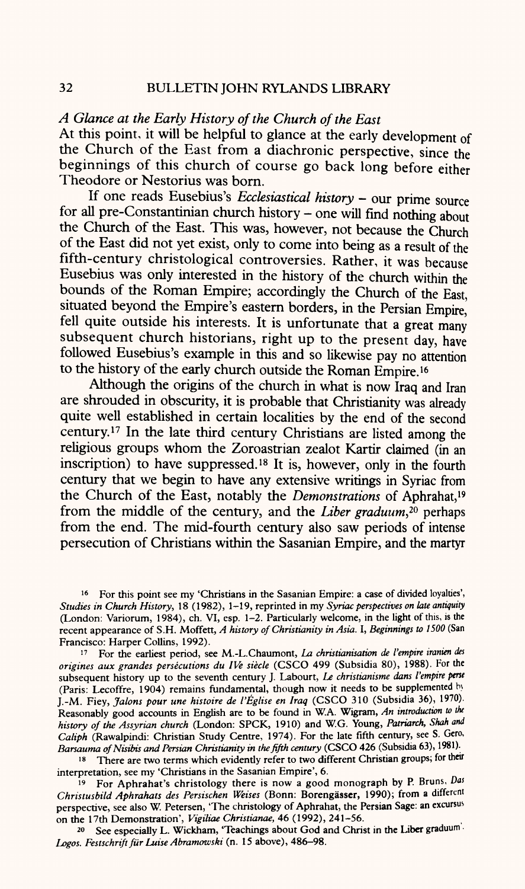*A Glance at the Early History of the Church of the East*

At this point, it will be helpful to glance at the early development of the Church of the East from a diachronic perspective, since the beginnings of this church of course go back long before either Theodore or Nestorius was born.

If one reads Eusebius's *Ecclesiastical history* – our prime source for all pre-Constantinian church history – one will find nothing about the Church of the East. This was, however, not because the Church of the East did not yet exist, only to come into being as a result of the fifth-century christological controversies. Rather, it was because Eusebius was only interested in the history of the church within the bounds of the Roman Empire; accordingly the Church of the East, situated beyond the Empire's eastern borders, in the Persian Empire, fell quite outside his interests. It is unfortunate that a great many subsequent church historians, right up to the present day, have followed Eusebius's example in this and so likewise pay no attention to the history of the early church outside the Roman Empire.[16]

Although the origins of the church in what is now Iraq and Iran are shrouded in obscurity, it is probable that Christianity was already quite well established in certain localities by the end of the second century.[17] In the late third century Christians are listed among the religious groups whom the Zoroastrian zealot Kartir claimed (in an inscription) to have suppressed.[18] It is, however, only in the fourth century that we begin to have any extensive writings in Syriac from the Church of the East, notably the *Demonstrations* of Aphrahat,[19] from the middle of the century, and the *Liber graduum*,[20] perhaps from the end. The mid-fourth century also saw periods of intense persecution of Christians within the Sasanian Empire, and the martyr

---

16 For this point see my 'Christians in the Sasanian Empire: a case of divided loyalties', *Studies in Church History*, 18 (1982), 1–19, reprinted in my *Syriac perspectives on late antiquity* (London: Variorum, 1984), ch. VI, esp. 1–2. Particularly welcome, in the light of this, is the recent appearance of S.H. Moffett, *A history of Christianity in Asia*. I, *Beginnings to 1500* (San Francisco: Harper Collins, 1992).

17 For the earliest period, see M.-L.Chaumont, *La christianisation de l'empire iranien des origines aux grandes persécutions du IVe siècle* (CSCO 499 (Subsidia 80), 1988). For the subsequent history up to the seventh century J. Labourt, *Le christianisme dans l'empire perse* (Paris: Lecoffre, 1904) remains fundamental, though now it needs to be supplemented by J.-M. Fiey, *Jalons pour une histoire de l'Église en Iraq* (CSCO 310 (Subsidia 36), 1970). Reasonably good accounts in English are to be found in W.A. Wigram, *An introduction to the history of the Assyrian church* (London: SPCK, 1910) and W.G. Young, *Patriarch, Shah and Caliph* (Rawalpindi: Christian Study Centre, 1974). For the late fifth century, see S. Gero, *Barsauma of Nisibis and Persian Christianity in the fifth century* (CSCO 426 (Subsidia 63), 1981).

18 There are two terms which evidently refer to two different Christian groups; for their interpretation, see my 'Christians in the Sasanian Empire', 6.

19 For Aphrahat's christology there is now a good monograph by P. Bruns, *Das Christusbild Aphrahats des Persischen Weises* (Bonn: Borengässer, 1990); from a different perspective, see also W. Petersen, 'The christology of Aphrahat, the Persian Sage: an excursus on the 17th Demonstration', *Vigiliae Christianae*, 46 (1992), 241–56.

20 See especially L. Wickham, 'Teachings about God and Christ in the Liber graduum', *Logos. Festschrift für Luise Abramowski* (n. 15 above), 486–98.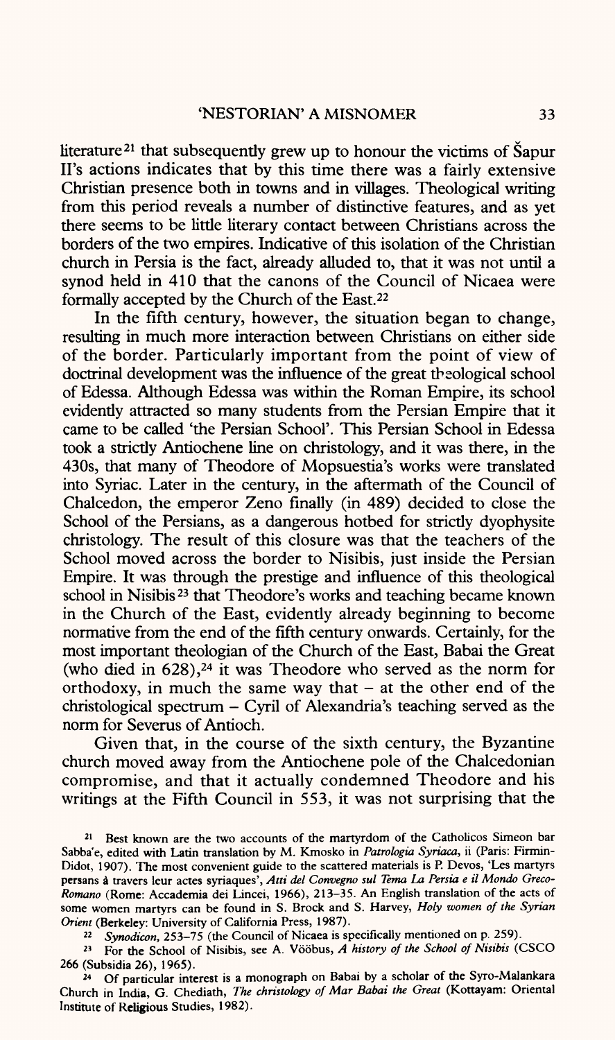literature[21] that subsequently grew up to honour the victims of Šapur II's actions indicates that by this time there was a fairly extensive Christian presence both in towns and in villages. Theological writing from this period reveals a number of distinctive features, and as yet there seems to be little literary contact between Christians across the borders of the two empires. Indicative of this isolation of the Christian church in Persia is the fact, already alluded to, that it was not until a synod held in 410 that the canons of the Council of Nicaea were formally accepted by the Church of the East.[22]

In the fifth century, however, the situation began to change, resulting in much more interaction between Christians on either side of the border. Particularly important from the point of view of doctrinal development was the influence of the great theological school of Edessa. Although Edessa was within the Roman Empire, its school evidently attracted so many students from the Persian Empire that it came to be called 'the Persian School'. This Persian School in Edessa took a strictly Antiochene line on christology, and it was there, in the 430s, that many of Theodore of Mopsuestia's works were translated into Syriac. Later in the century, in the aftermath of the Council of Chalcedon, the emperor Zeno finally (in 489) decided to close the School of the Persians, as a dangerous hotbed for strictly dyophysite christology. The result of this closure was that the teachers of the School moved across the border to Nisibis, just inside the Persian Empire. It was through the prestige and influence of this theological school in Nisibis[23] that Theodore's works and teaching became known in the Church of the East, evidently already beginning to become normative from the end of the fifth century onwards. Certainly, for the most important theologian of the Church of the East, Babai the Great (who died in 628),[24] it was Theodore who served as the norm for orthodoxy, in much the same way that – at the other end of the christological spectrum – Cyril of Alexandria's teaching served as the norm for Severus of Antioch.

Given that, in the course of the sixth century, the Byzantine church moved away from the Antiochene pole of the Chalcedonian compromise, and that it actually condemned Theodore and his writings at the Fifth Council in 553, it was not surprising that the

[21] Best known are the two accounts of the martyrdom of the Catholicos Simeon bar Sabba'e, edited with Latin translation by M. Kmosko in *Patrologia Syriaca*, ii (Paris: Firmin-Didot, 1907). The most convenient guide to the scattered materials is P. Devos, 'Les martyrs persans à travers leur actes syriaques', *Atti del Convegno sul Tema La Persia e il Mondo Greco-Romano* (Rome: Accademia dei Lincei, 1966), 213–35. An English translation of the acts of some women martyrs can be found in S. Brock and S. Harvey, *Holy women of the Syrian Orient* (Berkeley: University of California Press, 1987).

[22] *Synodicon*, 253–75 (the Council of Nicaea is specifically mentioned on p. 259).

[23] For the School of Nisibis, see A. Vööbus, *A history of the School of Nisibis* (CSCO 266 (Subsidia 26), 1965).

[24] Of particular interest is a monograph on Babai by a scholar of the Syro-Malankara Church in India, G. Chediath, *The christology of Mar Babai the Great* (Kottayam: Oriental Institute of Religious Studies, 1982).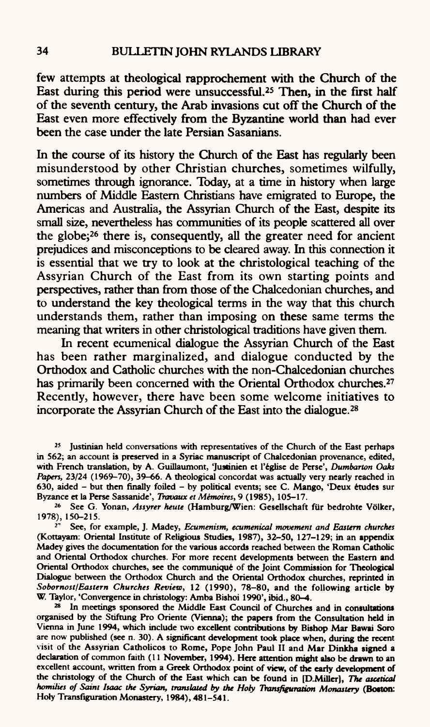few attempts at theological rapprochement with the Church of the East during this period were unsuccessful.[25] Then, in the first half of the seventh century, the Arab invasions cut off the Church of the East even more effectively from the Byzantine world than had ever been the case under the late Persian Sasanians.

In the course of its history the Church of the East has regularly been misunderstood by other Christian churches, sometimes wilfully, sometimes through ignorance. Today, at a time in history when large numbers of Middle Eastern Christians have emigrated to Europe, the Americas and Australia, the Assyrian Church of the East, despite its small size, nevertheless has communities of its people scattered all over the globe;[26] there is, consequently, all the greater need for ancient prejudices and misconceptions to be cleared away. In this connection it is essential that we try to look at the christological teaching of the Assyrian Church of the East from its own starting points and perspectives, rather than from those of the Chalcedonian churches, and to understand the key theological terms in the way that this church understands them, rather than imposing on these same terms the meaning that writers in other christological traditions have given them.

In recent ecumenical dialogue the Assyrian Church of the East has been rather marginalized, and dialogue conducted by the Orthodox and Catholic churches with the non-Chalcedonian churches has primarily been concerned with the Oriental Orthodox churches.[27] Recently, however, there have been some welcome initiatives to incorporate the Assyrian Church of the East into the dialogue.[28]

[25] Justinian held conversations with representatives of the Church of the East perhaps in 562; an account is preserved in a Syriac manuscript of Chalcedonian provenance, edited, with French translation, by A. Guillaumont, 'Justinien et l'église de Perse', *Dumbarton Oaks Papers*, 23/24 (1969–70), 39–66. A theological concordat was actually very nearly reached in 630, aided – but then finally foiled – by political events; see C. Mango, 'Deux études sur Byzance et la Perse Sassanide', *Travaux et Mémoires*, 9 (1985), 105–17.

[26] See G. Yonan, *Assyrer heute* (Hamburg/Wien: Gesellschaft für bedrohte Völker, 1978), 150–215.

[27] See, for example, J. Madey, *Ecumenism, ecumenical movement and Eastern churches* (Kottayam: Oriental Institute of Religious Studies, 1987), 32–50, 127–129; in an appendix Madey gives the documentation for the various accords reached between the Roman Catholic and Oriental Orthodox churches. For more recent developments between the Eastern and Oriental Orthodox churches, see the communiqué of the Joint Commission for Theological Dialogue between the Orthodox Church and the Oriental Orthodox churches, reprinted in *Sobornost/Eastern Churches Review*, 12 (1990), 78–80, and the following article by W. Taylor, 'Convergence in christology: Amba Bishoi 1990', ibid., 80–4.

[28] In meetings sponsored the Middle East Council of Churches and in consultations organised by the Stiftung Pro Oriente (Vienna); the papers from the Consultation held in Vienna in June 1994, which include two excellent contributions by Bishop Mar Bawai Soro are now published (see n. 30). A significant development took place when, during the recent visit of the Assyrian Catholicos to Rome, Pope John Paul II and Mar Dinkha signed a declaration of common faith (11 November, 1994). Here attention might also be drawn to an excellent account, written from a Greek Orthodox point of view, of the early development of the christology of the Church of the East which can be found in [D.Miller], *The ascetical homilies of Saint Isaac the Syrian, translated by the Holy Transfiguration Monastery* (Boston: Holy Transfiguration Monastery, 1984), 481–541.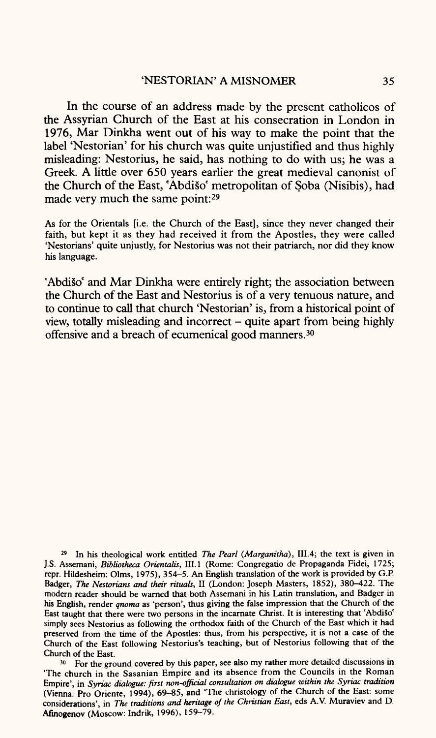In the course of an address made by the present catholicos of the Assyrian Church of the East at his consecration in London in 1976, Mar Dinkha went out of his way to make the point that the label 'Nestorian' for his church was quite unjustified and thus highly misleading: Nestorius, he said, has nothing to do with us; he was a Greek. A little over 650 years earlier the great medieval canonist of the Church of the East, ʿAbdišoʿ metropolitan of Ṣoba (Nisibis), had made very much the same point:[29]

> As for the Orientals [i.e. the Church of the East], since they never changed their faith, but kept it as they had received it from the Apostles, they were called 'Nestorians' quite unjustly, for Nestorius was not their patriarch, nor did they know his language.

ʿAbdišoʿ and Mar Dinkha were entirely right; the association between the Church of the East and Nestorius is of a very tenuous nature, and to continue to call that church 'Nestorian' is, from a historical point of view, totally misleading and incorrect – quite apart from being highly offensive and a breach of ecumenical good manners.[30]

---

[29] In his theological work entitled *The Pearl* (*Marganitha*), III.4; the text is given in J.S. Assemani, *Bibliotheca Orientalis*, III.1 (Rome: Congregatio de Propaganda Fidei, 1725; repr. Hildesheim: Olms, 1975), 354–5. An English translation of the work is provided by G.P. Badger, *The Nestorians and their rituals*, II (London: Joseph Masters, 1852), 380–422. The modern reader should be warned that both Assemani in his Latin translation, and Badger in his English, render *qnoma* as 'person', thus giving the false impression that the Church of the East taught that there were two persons in the incarnate Christ. It is interesting that ʿAbdišoʿ simply sees Nestorius as following the orthodox faith of the Church of the East which it had preserved from the time of the Apostles: thus, from his perspective, it is not a case of the Church of the East following Nestorius's teaching, but of Nestorius following that of the Church of the East.

[30] For the ground covered by this paper, see also my rather more detailed discussions in 'The church in the Sasanian Empire and its absence from the Councils in the Roman Empire', in *Syriac dialogue: first non-official consultation on dialogue within the Syriac tradition* (Vienna: Pro Oriente, 1994), 69–85, and 'The christology of the Church of the East: some considerations', in *The traditions and heritage of the Christian East*, eds A.V. Muraviev and D. Afinogenov (Moscow: Indrik, 1996), 159–79.